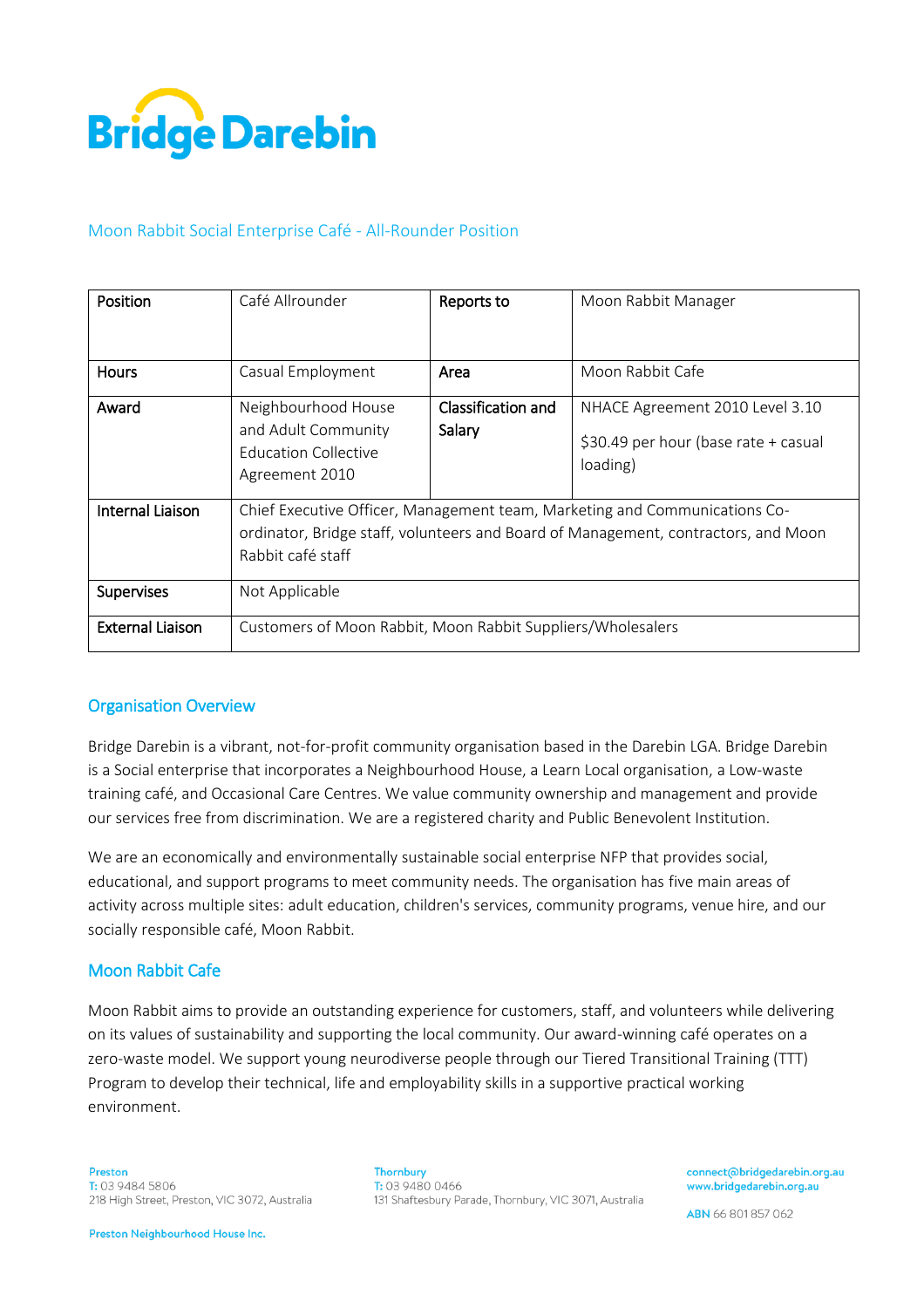Bridge Darebin

## Moon Rabbit Social Enterprise Café - All-Rounder Position

| **Position** | Café Allrounder | **Reports to** | Moon Rabbit Manager |
|---|---|---|---|
| **Hours** | Casual Employment | **Area** | Moon Rabbit Cafe |
| **Award** | Neighbourhood House and Adult Community Education Collective Agreement 2010 | **Classification and Salary** | NHACE Agreement 2010 Level 3.10<br><br>$30.49 per hour (base rate + casual loading) |
| **Internal Liaison** | Chief Executive Officer, Management team, Marketing and Communications Co-ordinator, Bridge staff, volunteers and Board of Management, contractors, and Moon Rabbit café staff | | |
| **Supervises** | Not Applicable | | |
| **External Liaison** | Customers of Moon Rabbit, Moon Rabbit Suppliers/Wholesalers | | |

## Organisation Overview

Bridge Darebin is a vibrant, not-for-profit community organisation based in the Darebin LGA. Bridge Darebin is a Social enterprise that incorporates a Neighbourhood House, a Learn Local organisation, a Low-waste training café, and Occasional Care Centres. We value community ownership and management and provide our services free from discrimination. We are a registered charity and Public Benevolent Institution.

We are an economically and environmentally sustainable social enterprise NFP that provides social, educational, and support programs to meet community needs. The organisation has five main areas of activity across multiple sites: adult education, children's services, community programs, venue hire, and our socially responsible café, Moon Rabbit.

## Moon Rabbit Cafe

Moon Rabbit aims to provide an outstanding experience for customers, staff, and volunteers while delivering on its values of sustainability and supporting the local community. Our award-winning café operates on a zero-waste model. We support young neurodiverse people through our Tiered Transitional Training (TTT) Program to develop their technical, life and employability skills in a supportive practical working environment.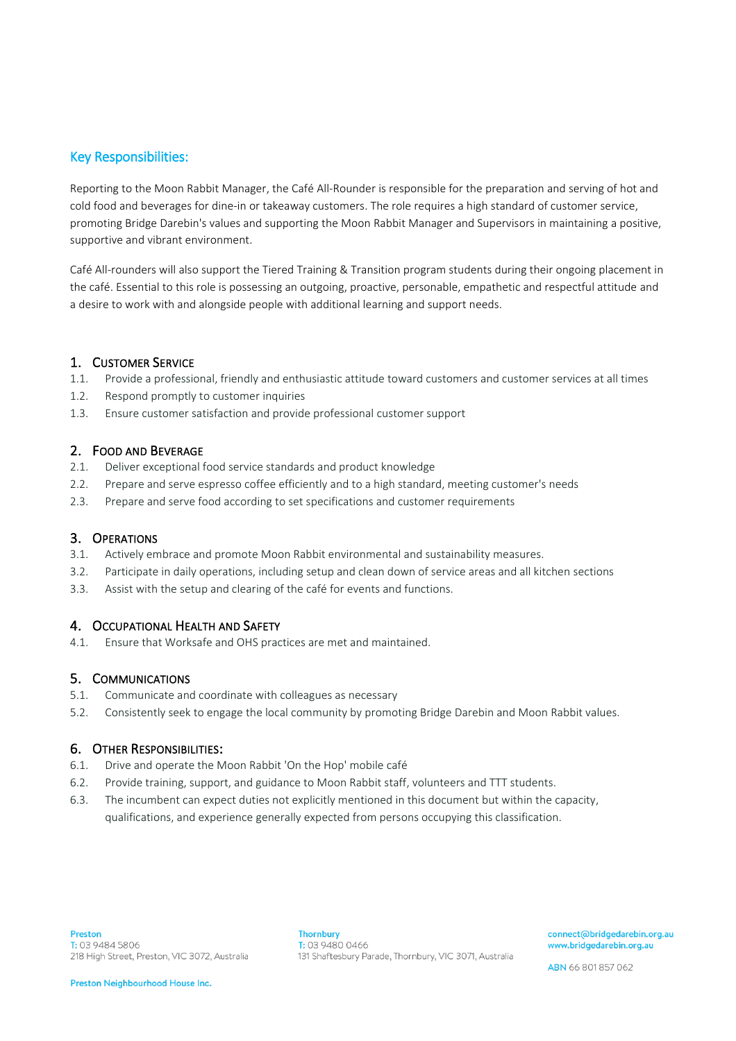## Key Responsibilities:

Reporting to the Moon Rabbit Manager, the Café All-Rounder is responsible for the preparation and serving of hot and cold food and beverages for dine-in or takeaway customers. The role requires a high standard of customer service, promoting Bridge Darebin's values and supporting the Moon Rabbit Manager and Supervisors in maintaining a positive, supportive and vibrant environment.

Café All-rounders will also support the Tiered Training & Transition program students during their ongoing placement in the café. Essential to this role is possessing an outgoing, proactive, personable, empathetic and respectful attitude and a desire to work with and alongside people with additional learning and support needs.

### 1. Customer Service

1.1. Provide a professional, friendly and enthusiastic attitude toward customers and customer services at all times

1.2. Respond promptly to customer inquiries

1.3. Ensure customer satisfaction and provide professional customer support

### 2. Food and Beverage

2.1. Deliver exceptional food service standards and product knowledge

2.2. Prepare and serve espresso coffee efficiently and to a high standard, meeting customer's needs

2.3. Prepare and serve food according to set specifications and customer requirements

### 3. Operations

3.1. Actively embrace and promote Moon Rabbit environmental and sustainability measures.

3.2. Participate in daily operations, including setup and clean down of service areas and all kitchen sections

3.3. Assist with the setup and clearing of the café for events and functions.

### 4. Occupational Health and Safety

4.1. Ensure that Worksafe and OHS practices are met and maintained.

### 5. Communications

5.1. Communicate and coordinate with colleagues as necessary

5.2. Consistently seek to engage the local community by promoting Bridge Darebin and Moon Rabbit values.

### 6. Other Responsibilities:

6.1. Drive and operate the Moon Rabbit 'On the Hop' mobile café

6.2. Provide training, support, and guidance to Moon Rabbit staff, volunteers and TTT students.

6.3. The incumbent can expect duties not explicitly mentioned in this document but within the capacity, qualifications, and experience generally expected from persons occupying this classification.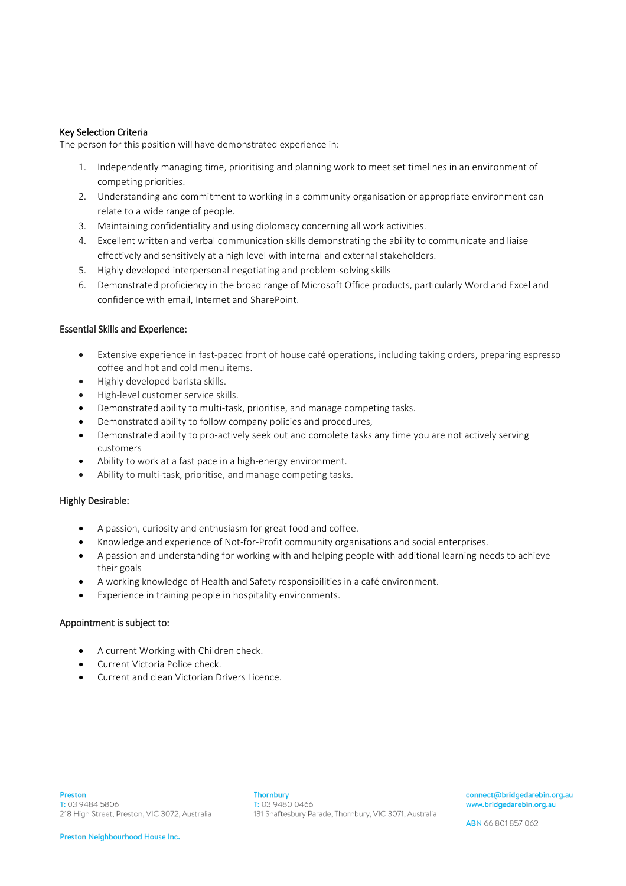### Key Selection Criteria

The person for this position will have demonstrated experience in:

1. Independently managing time, prioritising and planning work to meet set timelines in an environment of competing priorities.
2. Understanding and commitment to working in a community organisation or appropriate environment can relate to a wide range of people.
3. Maintaining confidentiality and using diplomacy concerning all work activities.
4. Excellent written and verbal communication skills demonstrating the ability to communicate and liaise effectively and sensitively at a high level with internal and external stakeholders.
5. Highly developed interpersonal negotiating and problem-solving skills
6. Demonstrated proficiency in the broad range of Microsoft Office products, particularly Word and Excel and confidence with email, Internet and SharePoint.

### Essential Skills and Experience:

- Extensive experience in fast-paced front of house café operations, including taking orders, preparing espresso coffee and hot and cold menu items.
- Highly developed barista skills.
- High-level customer service skills.
- Demonstrated ability to multi-task, prioritise, and manage competing tasks.
- Demonstrated ability to follow company policies and procedures,
- Demonstrated ability to pro-actively seek out and complete tasks any time you are not actively serving customers
- Ability to work at a fast pace in a high-energy environment.
- Ability to multi-task, prioritise, and manage competing tasks.

### Highly Desirable:

- A passion, curiosity and enthusiasm for great food and coffee.
- Knowledge and experience of Not-for-Profit community organisations and social enterprises.
- A passion and understanding for working with and helping people with additional learning needs to achieve their goals
- A working knowledge of Health and Safety responsibilities in a café environment.
- Experience in training people in hospitality environments.

### Appointment is subject to:

- A current Working with Children check.
- Current Victoria Police check.
- Current and clean Victorian Drivers Licence.